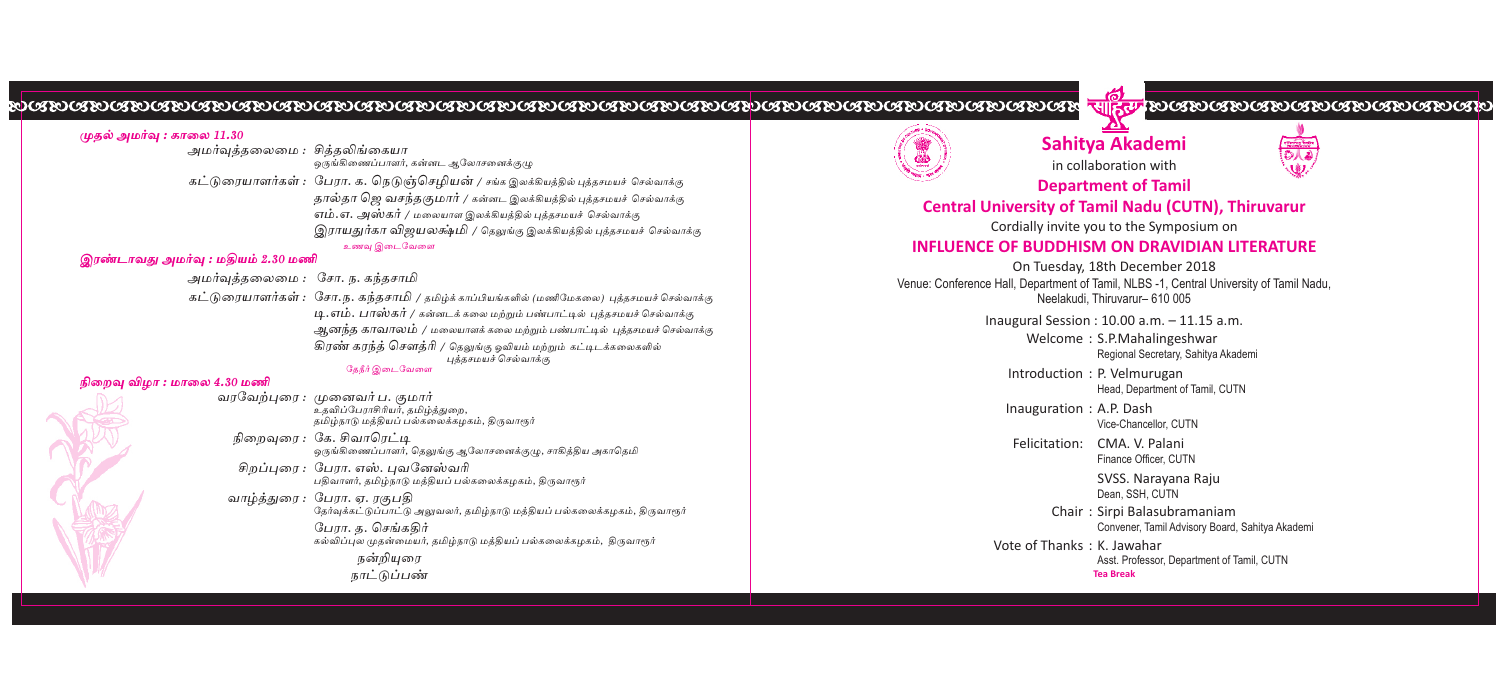*முதல் அமர்வு : காலை 11.30*

அமர்வுத்தலைமை : சித்தலிங்கையா
ஒருங்கிணைப்பாளர், கன்னட ஆலோசனைக்குழு

கட்டுரையாளர்கள் : பேரா. க. நெடுஞ்செழியன் / சங்க இலக்கியத்தில் புத்தசமயச் செல்வாக்கு
தால்தா ஜெ வசந்தகுமார் / கன்னட இலக்கியத்தில் புத்தசமயச் செல்வாக்கு
எம்.எ. அஸ்கர் / மலையாள இலக்கியத்தில் புத்தசமயச் செல்வாக்கு
இராயதுர்கா விஜயலக்ஷ்மி / தெலுங்கு இலக்கியத்தில் புத்தசமயச் செல்வாக்கு

உணவு இடைவேளை

*இரண்டாவது அமர்வு : மதியம் 2.30 மணி*

அமர்வுத்தலைமை : சோ. ந. கந்தசாமி

கட்டுரையாளர்கள் : சோ.ந. கந்தசாமி / தமிழ்க் காப்பியங்களில் (மணிமேகலை) புத்தசமயச் செல்வாக்கு
டி.எம். பாஸ்கர் / கன்னடக் கலை மற்றும் பண்பாட்டில் புத்தசமயச் செல்வாக்கு
ஆனந்த காவாலம் / மலையாளக் கலை மற்றும் பண்பாட்டில் புத்தசமயச் செல்வாக்கு
கிரண் கரந்த் சௌத்ரி / தெலுங்கு ஓவியம் மற்றும் கட்டிடக்கலைகளில் புத்தசமயச் செல்வாக்கு

தேநீர் இடைவேளை

*நிறைவு விழா : மாலை 4.30 மணி*

வரவேற்புரை : முனைவர் ப. குமார்
உதவிப்பேராசிரியர், தமிழ்த்துறை, தமிழ்நாடு மத்தியப் பல்கலைக்கழகம், திருவாரூர்

நிறைவுரை : கே. சிவாரெட்டி
ஒருங்கிணைப்பாளர், தெலுங்கு ஆலோசனைக்குழு, சாகித்திய அகாதெமி

சிறப்புரை : பேரா. எஸ். புவனேஸ்வரி
பதிவாளர், தமிழ்நாடு மத்தியப் பல்கலைக்கழகம், திருவாரூர்

வாழ்த்துரை : பேரா. ஏ. ரகுபதி
தேர்வுக்கட்டுப்பாட்டு அலுவலர், தமிழ்நாடு மத்தியப் பல்கலைக்கழகம், திருவாரூர்
பேரா. த. செங்கதிர்
கல்விப்புல முதன்மையர், தமிழ்நாடு மத்தியப் பல்கலைக்கழகம், திருவாரூர்

நன்றியுரை

நாட்டுப்பண்

# Sahitya Akademi

in collaboration with

## Department of Tamil

## Central University of Tamil Nadu (CUTN), Thiruvarur

Cordially invite you to the Symposium on

## INFLUENCE OF BUDDHISM ON DRAVIDIAN LITERATURE

On Tuesday, 18th December 2018

Venue: Conference Hall, Department of Tamil, NLBS -1, Central University of Tamil Nadu, Neelakudi, Thiruvarur– 610 005

Inaugural Session : 10.00 a.m. – 11.15 a.m.

Welcome : S.P.Mahalingeshwar
Regional Secretary, Sahitya Akademi

Introduction : P. Velmurugan
Head, Department of Tamil, CUTN

Inauguration : A.P. Dash
Vice-Chancellor, CUTN

Felicitation: CMA. V. Palani
Finance Officer, CUTN

SVSS. Narayana Raju
Dean, SSH, CUTN

Chair : Sirpi Balasubramaniam
Convener, Tamil Advisory Board, Sahitya Akademi

Vote of Thanks : K. Jawahar
Asst. Professor, Department of Tamil, CUTN

**Tea Break**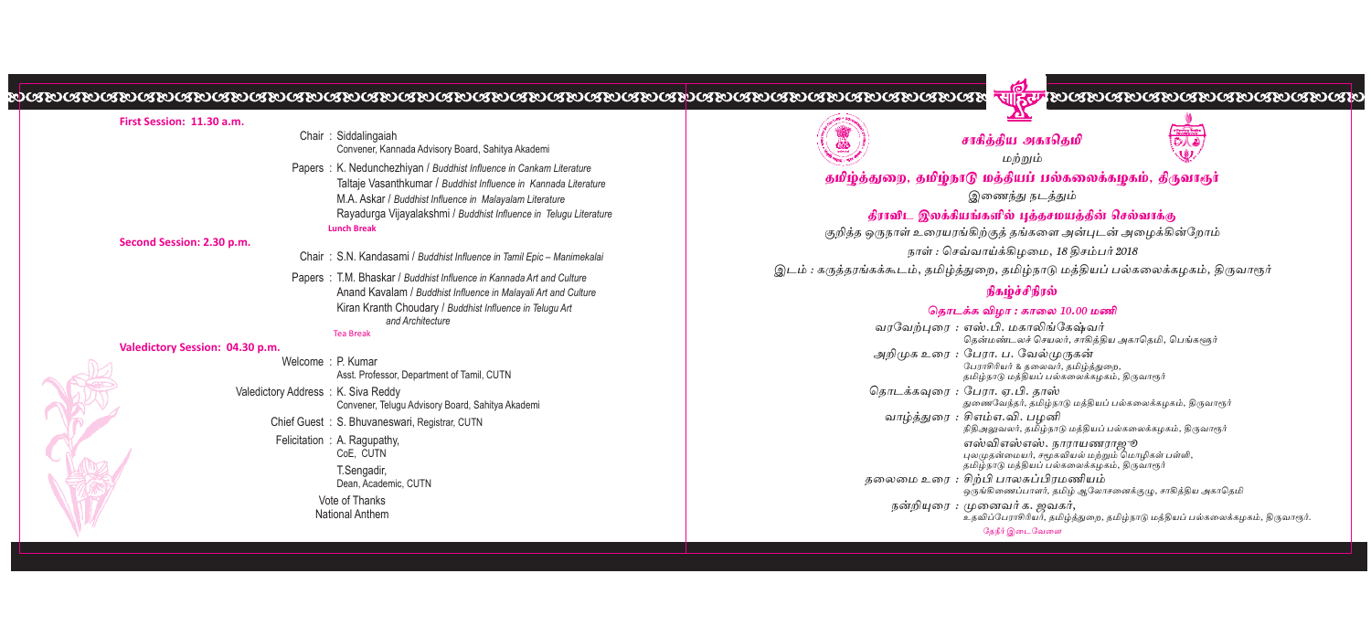**First Session: 11.30 a.m.**

Chair : Siddalingaiah
Convener, Kannada Advisory Board, Sahitya Akademi

Papers : K. Nedunchezhiyan / *Buddhist Influence in Cankam Literature*
Taltaje Vasanthkumar / *Buddhist Influence in Kannada Literature*
M.A. Askar / *Buddhist Influence in Malayalam Literature*
Rayadurga Vijayalakshmi / *Buddhist Influence in Telugu Literature*

Lunch Break

**Second Session: 2.30 p.m.**

Chair : S.N. Kandasami / *Buddhist Influence in Tamil Epic – Manimekalai*

Papers : T.M. Bhaskar / *Buddhist Influence in Kannada Art and Culture*
Anand Kavalam / *Buddhist Influence in Malayali Art and Culture*
Kiran Kranth Choudary / *Buddhist Influence in Telugu Art and Architecture*

Tea Break

**Valedictory Session: 04.30 p.m.**

Welcome : P. Kumar
Asst. Professor, Department of Tamil, CUTN

Valedictory Address : K. Siva Reddy
Convener, Telugu Advisory Board, Sahitya Akademi

Chief Guest : S. Bhuvaneswari, Registrar, CUTN

Felicitation : A. Ragupathy,
CoE, CUTN
T.Sengadir,
Dean, Academic, CUTN

Vote of Thanks

National Anthem

## சாகித்திய அகாதெமி

மற்றும்

## தமிழ்த்துறை, தமிழ்நாடு மத்தியப் பல்கலைக்கழகம், திருவாரூர்

இணைந்து நடத்தும்

## திராவிட இலக்கியங்களில் புத்தசமயத்தின் செல்வாக்கு

குறித்த ஒருநாள் உரையரங்கிற்குத் தங்களை அன்புடன் அழைக்கின்றோம்

நாள் : செவ்வாய்க்கிழமை, 18 திசம்பர் 2018

இடம் : கருத்தரங்கக்கூடம், தமிழ்த்துறை, தமிழ்நாடு மத்தியப் பல்கலைக்கழகம், திருவாரூர்

## நிகழ்ச்சிநிரல்

### தொடக்க விழா : காலை 10.00 மணி

வரவேற்புரை : எஸ்.பி. மகாலிங்கேஷ்வர்
தென்மண்டலச் செயலர், சாகித்திய அகாதெமி, பெங்களூர்

அறிமுக உரை : பேரா. ப. வேல்முருகன்
பேராசிரியர் & தலைவர், தமிழ்த்துறை,
தமிழ்நாடு மத்தியப் பல்கலைக்கழகம், திருவாரூர்

தொடக்கவுரை : பேரா. ஏ.பி. தாஸ்
துணைவேந்தர், தமிழ்நாடு மத்தியப் பல்கலைக்கழகம், திருவாரூர்

வாழ்த்துரை : சிஎம்.வி. பழனி
நிதிஅலுவலர், தமிழ்நாடு மத்தியப் பல்கலைக்கழகம், திருவாரூர்

எஸ்விஎஸ்எஸ். நாராயணராஜு
புலமுதன்மையர், சமூகவியல் மற்றும் மொழிகள் பள்ளி,
தமிழ்நாடு மத்தியப் பல்கலைக்கழகம், திருவாரூர்

தலைமை உரை : சிற்பி பாலசுப்பிரமணியம்
ஒருங்கிணைப்பாளர், தமிழ் ஆலோசனைக்குழு, சாகித்திய அகாதெமி

நன்றியுரை : முனைவர் க. ஜவகர்,
உதவிப்பேராசிரியர், தமிழ்த்துறை, தமிழ்நாடு மத்தியப் பல்கலைக்கழகம், திருவாரூர்.

தேநீர் இடைவேளை